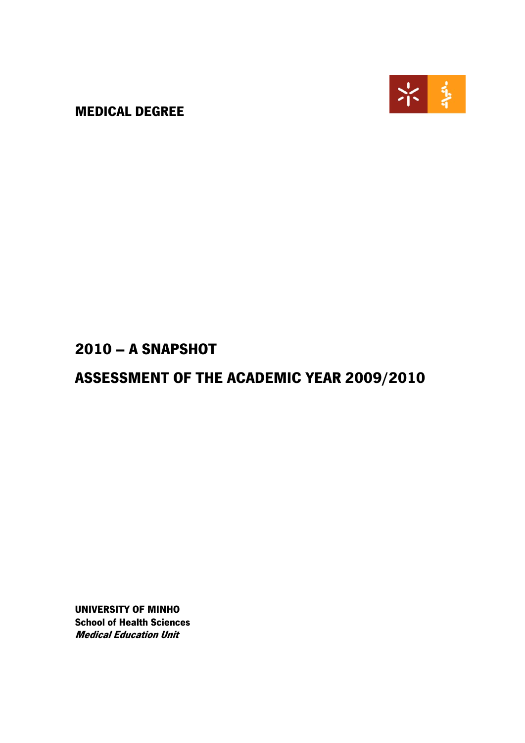**MEDICAL DEGREE**

# 2010 – A SNAPSHOT

# ASSESSMENT OF THE ACADEMIC YEAR 2009/2010

**UNIVERSITY OF MINHO**
**School of Health Sciences**
***Medical Education Unit***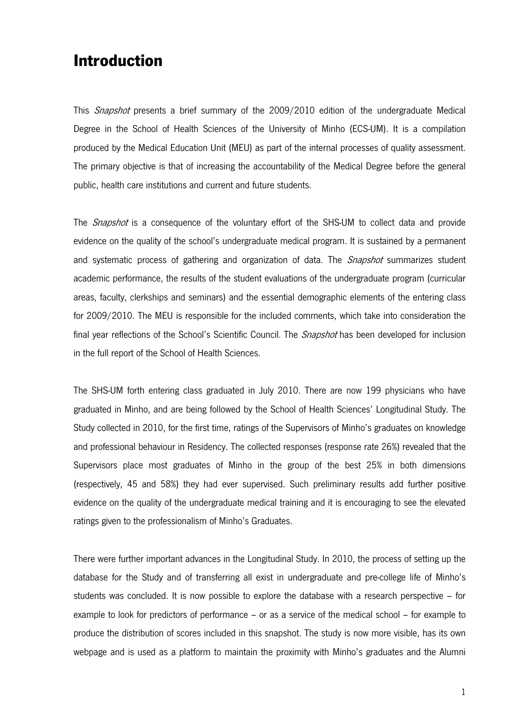# Introduction

This *Snapshot* presents a brief summary of the 2009/2010 edition of the undergraduate Medical Degree in the School of Health Sciences of the University of Minho (ECS-UM). It is a compilation produced by the Medical Education Unit (MEU) as part of the internal processes of quality assessment. The primary objective is that of increasing the accountability of the Medical Degree before the general public, health care institutions and current and future students.

The *Snapshot* is a consequence of the voluntary effort of the SHS-UM to collect data and provide evidence on the quality of the school's undergraduate medical program. It is sustained by a permanent and systematic process of gathering and organization of data. The *Snapshot* summarizes student academic performance, the results of the student evaluations of the undergraduate program (curricular areas, faculty, clerkships and seminars) and the essential demographic elements of the entering class for 2009/2010. The MEU is responsible for the included comments, which take into consideration the final year reflections of the School's Scientific Council. The *Snapshot* has been developed for inclusion in the full report of the School of Health Sciences.

The SHS-UM forth entering class graduated in July 2010. There are now 199 physicians who have graduated in Minho, and are being followed by the School of Health Sciences' Longitudinal Study. The Study collected in 2010, for the first time, ratings of the Supervisors of Minho's graduates on knowledge and professional behaviour in Residency. The collected responses (response rate 26%) revealed that the Supervisors place most graduates of Minho in the group of the best 25% in both dimensions (respectively, 45 and 58%) they had ever supervised. Such preliminary results add further positive evidence on the quality of the undergraduate medical training and it is encouraging to see the elevated ratings given to the professionalism of Minho's Graduates.

There were further important advances in the Longitudinal Study. In 2010, the process of setting up the database for the Study and of transferring all exist in undergraduate and pre-college life of Minho's students was concluded. It is now possible to explore the database with a research perspective – for example to look for predictors of performance – or as a service of the medical school – for example to produce the distribution of scores included in this snapshot. The study is now more visible, has its own webpage and is used as a platform to maintain the proximity with Minho's graduates and the Alumni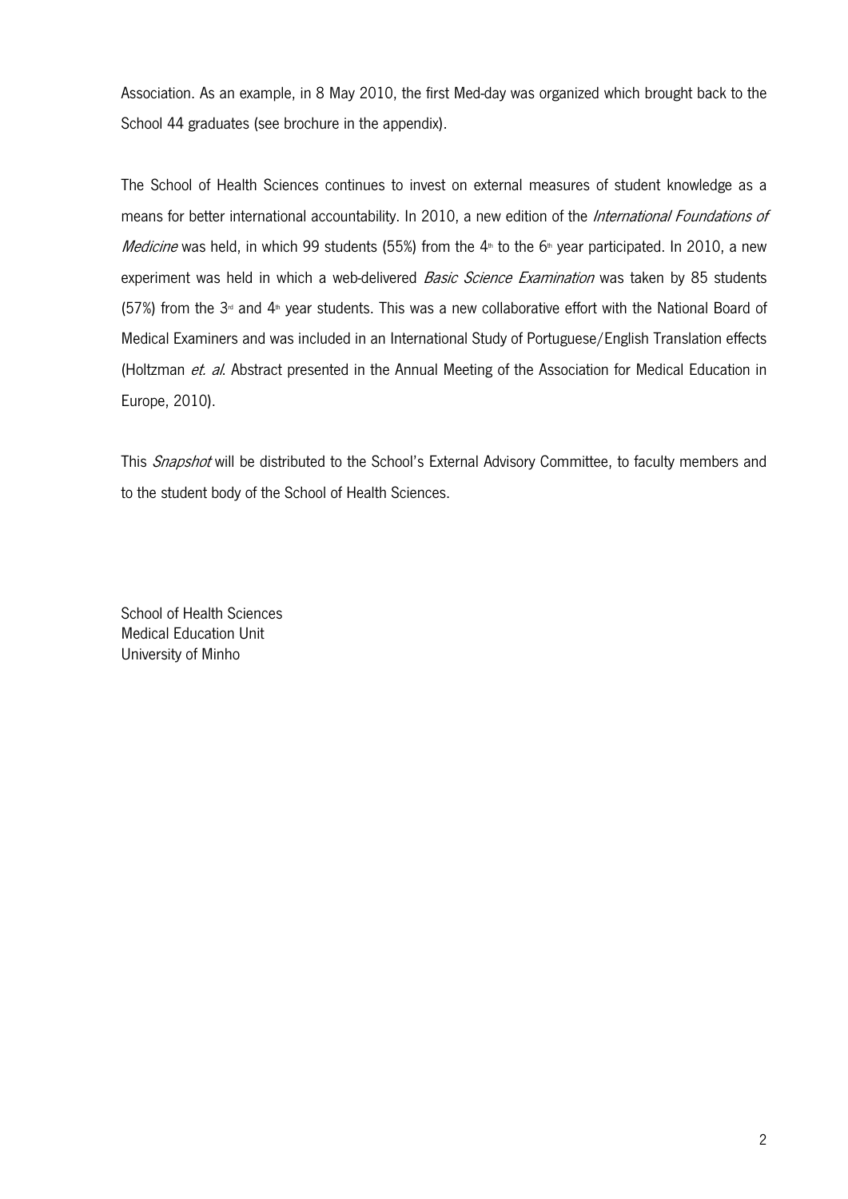Association. As an example, in 8 May 2010, the first Med-day was organized which brought back to the School 44 graduates (see brochure in the appendix).

The School of Health Sciences continues to invest on external measures of student knowledge as a means for better international accountability. In 2010, a new edition of the *International Foundations of Medicine* was held, in which 99 students (55%) from the 4th to the 6th year participated. In 2010, a new experiment was held in which a web-delivered *Basic Science Examination* was taken by 85 students (57%) from the 3rd and 4th year students. This was a new collaborative effort with the National Board of Medical Examiners and was included in an International Study of Portuguese/English Translation effects (Holtzman *et. al.* Abstract presented in the Annual Meeting of the Association for Medical Education in Europe, 2010).

This *Snapshot* will be distributed to the School's External Advisory Committee, to faculty members and to the student body of the School of Health Sciences.

School of Health Sciences
Medical Education Unit
University of Minho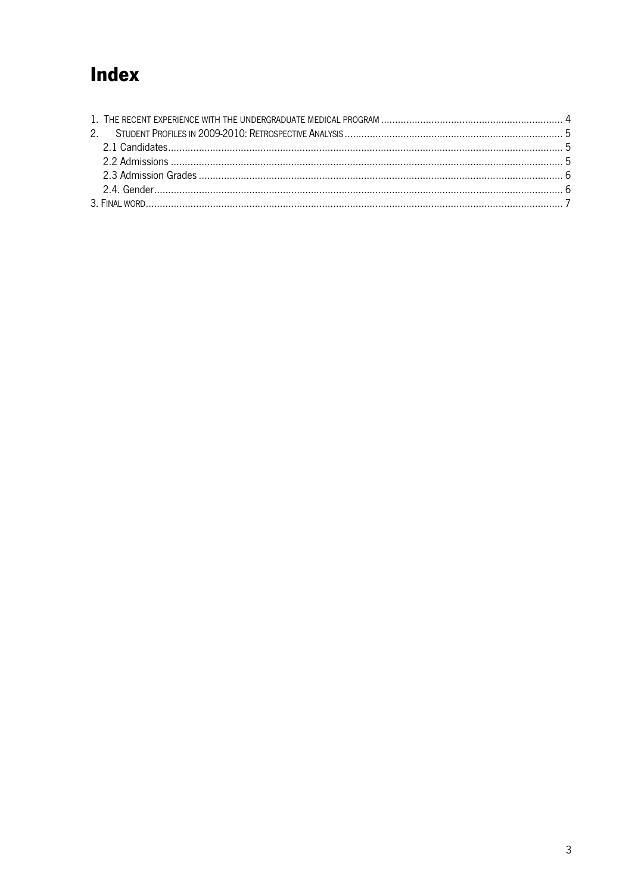# Index

1. THE RECENT EXPERIENCE WITH THE UNDERGRADUATE MEDICAL PROGRAM ........ 4
2. STUDENT PROFILES IN 2009-2010: RETROSPECTIVE ANALYSIS ........ 5
   - 2.1 Candidates ........ 5
   - 2.2 Admissions ........ 5
   - 2.3 Admission Grades ........ 6
   - 2.4. Gender ........ 6
3. FINAL WORD ........ 7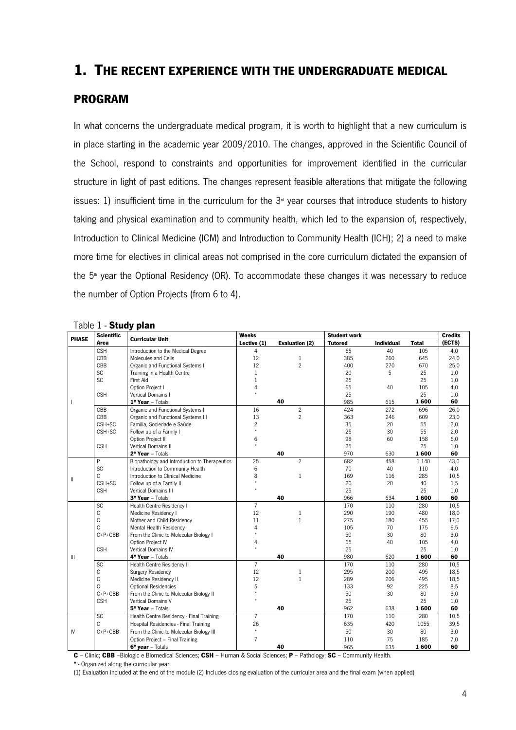# 1. THE RECENT EXPERIENCE WITH THE UNDERGRADUATE MEDICAL PROGRAM

In what concerns the undergraduate medical program, it is worth to highlight that a new curriculum is in place starting in the academic year 2009/2010. The changes, approved in the Scientific Council of the School, respond to constraints and opportunities for improvement identified in the curricular structure in light of past editions. The changes represent feasible alterations that mitigate the following issues: 1) insufficient time in the curriculum for the 3rd year courses that introduce students to history taking and physical examination and to community health, which led to the expansion of, respectively, Introduction to Clinical Medicine (ICM) and Introduction to Community Health (ICH); 2) a need to make more time for electives in clinical areas not comprised in the core curriculum dictated the expansion of the 5th year the Optional Residency (OR). To accommodate these changes it was necessary to reduce the number of Option Projects (from 6 to 4).

Table 1 - **Study plan**

| PHASE | Scientific Area | Curricular Unit | Weeks | | Student work | | | Credits |
|---|---|---|---|---|---|---|---|---|
| | | | Lective (1) | Evaluation (2) | Tutored | Individual | Total | (ECTS) |
| I | CSH | Introduction to the Medical Degree | 4 | | 65 | 40 | 105 | 4,0 |
| | CBB | Molecules and Cells | 12 | 1 | 385 | 260 | 645 | 24,0 |
| | CBB | Organic and Functional Systems I | 12 | 2 | 400 | 270 | 670 | 25,0 |
| | SC | Training in a Health Centre | 1 | | 20 | 5 | 25 | 1,0 |
| | SC | First Aid | 1 | | 25 | | 25 | 1,0 |
| | | Option Project I | 4 | | 65 | 40 | 105 | 4,0 |
| | CSH | Vertical Domains I | * | | 25 | | 25 | 1,0 |
| | | **1º Year** – Totals | | **40** | 985 | 615 | **1 600** | **60** |
| | CBB | Organic and Functional Systems II | 16 | 2 | 424 | 272 | 696 | 26,0 |
| | CBB | Organic and Functional Systems III | 13 | 2 | 363 | 246 | 609 | 23,0 |
| | CSH+SC | Família, Sociedade e Saúde | 2 | | 35 | 20 | 55 | 2,0 |
| | CSH+SC | Follow up of a Family I | * | | 25 | 30 | 55 | 2,0 |
| | | Option Project II | 6 | | 98 | 60 | 158 | 6,0 |
| | CSH | Vertical Domains II | * | | 25 | | 25 | 1,0 |
| | | **2º Year** – Totals | | **40** | 970 | 630 | **1 600** | **60** |
| II | P | Biopathology and Introduction to Therapeutics | 25 | 2 | 682 | 458 | 1 140 | 43,0 |
| | SC | Introduction to Community Health | 6 | | 70 | 40 | 110 | 4,0 |
| | C | Introduction to Clinical Medicine | 8 | 1 | 169 | 116 | 285 | 10,5 |
| | CSH+SC | Follow up of a Family II | * | | 20 | 20 | 40 | 1,5 |
| | CSH | Vertical Domains III | * | | 25 | | 25 | 1,0 |
| | | **3º Year** – Totals | | **40** | 966 | 634 | **1 600** | **60** |
| III | SC | Health Centre Residency I | 7 | | 170 | 110 | 280 | 10,5 |
| | C | Medicine Residency I | 12 | 1 | 290 | 190 | 480 | 18,0 |
| | C | Mother and Child Residency | 11 | 1 | 275 | 180 | 455 | 17,0 |
| | C | Mental Health Residency | 4 | | 105 | 70 | 175 | 6,5 |
| | C+P+CBB | From the Clinic to Molecular Biology I | * | | 50 | 30 | 80 | 3,0 |
| | | Option Project IV | 4 | | 65 | 40 | 105 | 4,0 |
| | CSH | Vertical Domains IV | * | | 25 | | 25 | 1,0 |
| | | **4º Year** – Totals | | **40** | 980 | 620 | **1 600** | **60** |
| | SC | Health Centre Residency II | 7 | | 170 | 110 | 280 | 10,5 |
| | C | Surgery Residency | 12 | 1 | 295 | 200 | 495 | 18,5 |
| | C | Medicine Residency II | 12 | 1 | 289 | 206 | 495 | 18,5 |
| | C | Optional Residencies | 5 | | 133 | 92 | 225 | 8,5 |
| | C+P+CBB | From the Clinic to Molecular Biology II | * | | 50 | 30 | 80 | 3,0 |
| | CSH | Vertical Domains V | * | | 25 | | 25 | 1,0 |
| | | **5º Year** – Totals | | **40** | 962 | 638 | **1 600** | **60** |
| IV | SC | Health Centre Residency - Final Training | 7 | | 170 | 110 | 280 | 10,5 |
| | C | Hospital Residencies - Final Training | 26 | | 635 | 420 | 1055 | 39,5 |
| | C+P+CBB | From the Clinic to Molecular Biology III | * | | 50 | 30 | 80 | 3,0 |
| | | Option Project – Final Training | 7 | | 110 | 75 | 185 | 7,0 |
| | | **6º year** – Totals | | **40** | 965 | 635 | **1 600** | **60** |

**C** – Clinic; **CBB** –Biologic e Biomedical Sciences; **CSH** – Human & Social Sciences; **P** – Pathology; **SC** – Community Health.

**\*** - Organized along the curricular year

(1) Evaluation included at the end of the module (2) Includes closing evaluation of the curricular area and the final exam (when applied)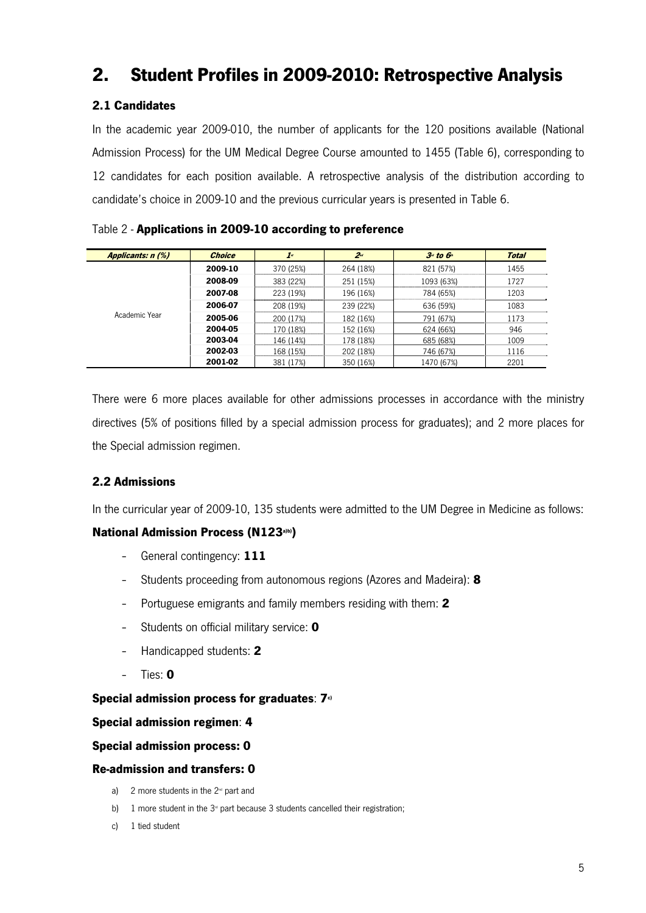## 2. Student Profiles in 2009-2010: Retrospective Analysis

### 2.1 Candidates

In the academic year 2009-010, the number of applicants for the 120 positions available (National Admission Process) for the UM Medical Degree Course amounted to 1455 (Table 6), corresponding to 12 candidates for each position available. A retrospective analysis of the distribution according to candidate's choice in 2009-10 and the previous curricular years is presented in Table 6.

Table 2 - **Applications in 2009-10 according to preference**

| *Applicants: n (%)* | *Choice* | *1st* | *2nd* | *3rd to 6th* | *Total* |
|---|---|---|---|---|---|
| Academic Year | **2009-10** | 370 (25%) | 264 (18%) | 821 (57%) | 1455 |
| | **2008-09** | 383 (22%) | 251 (15%) | 1093 (63%) | 1727 |
| | **2007-08** | 223 (19%) | 196 (16%) | 784 (65%) | 1203 |
| | **2006-07** | 208 (19%) | 239 (22%) | 636 (59%) | 1083 |
| | **2005-06** | 200 (17%) | 182 (16%) | 791 (67%) | 1173 |
| | **2004-05** | 170 (18%) | 152 (16%) | 624 (66%) | 946 |
| | **2003-04** | 146 (14%) | 178 (18%) | 685 (68%) | 1009 |
| | **2002-03** | 168 (15%) | 202 (18%) | 746 (67%) | 1116 |
| | **2001-02** | 381 (17%) | 350 (16%) | 1470 (67%) | 2201 |

There were 6 more places available for other admissions processes in accordance with the ministry directives (5% of positions filled by a special admission process for graduates); and 2 more places for the Special admission regimen.

### 2.2 Admissions

In the curricular year of 2009-10, 135 students were admitted to the UM Degree in Medicine as follows:

**National Admission Process (N123[a)b)])**

- General contingency: **111**
- Students proceeding from autonomous regions (Azores and Madeira): **8**
- Portuguese emigrants and family members residing with them: **2**
- Students on official military service: **0**
- Handicapped students: **2**
- Ties: **0**

**Special admission process for graduates**: **7[c)]**

**Special admission regimen**: **4**

**Special admission process: 0**

**Re-admission and transfers: 0**

a) 2 more students in the 2nd part and

b) 1 more student in the 3rd part because 3 students cancelled their registration;

c) 1 tied student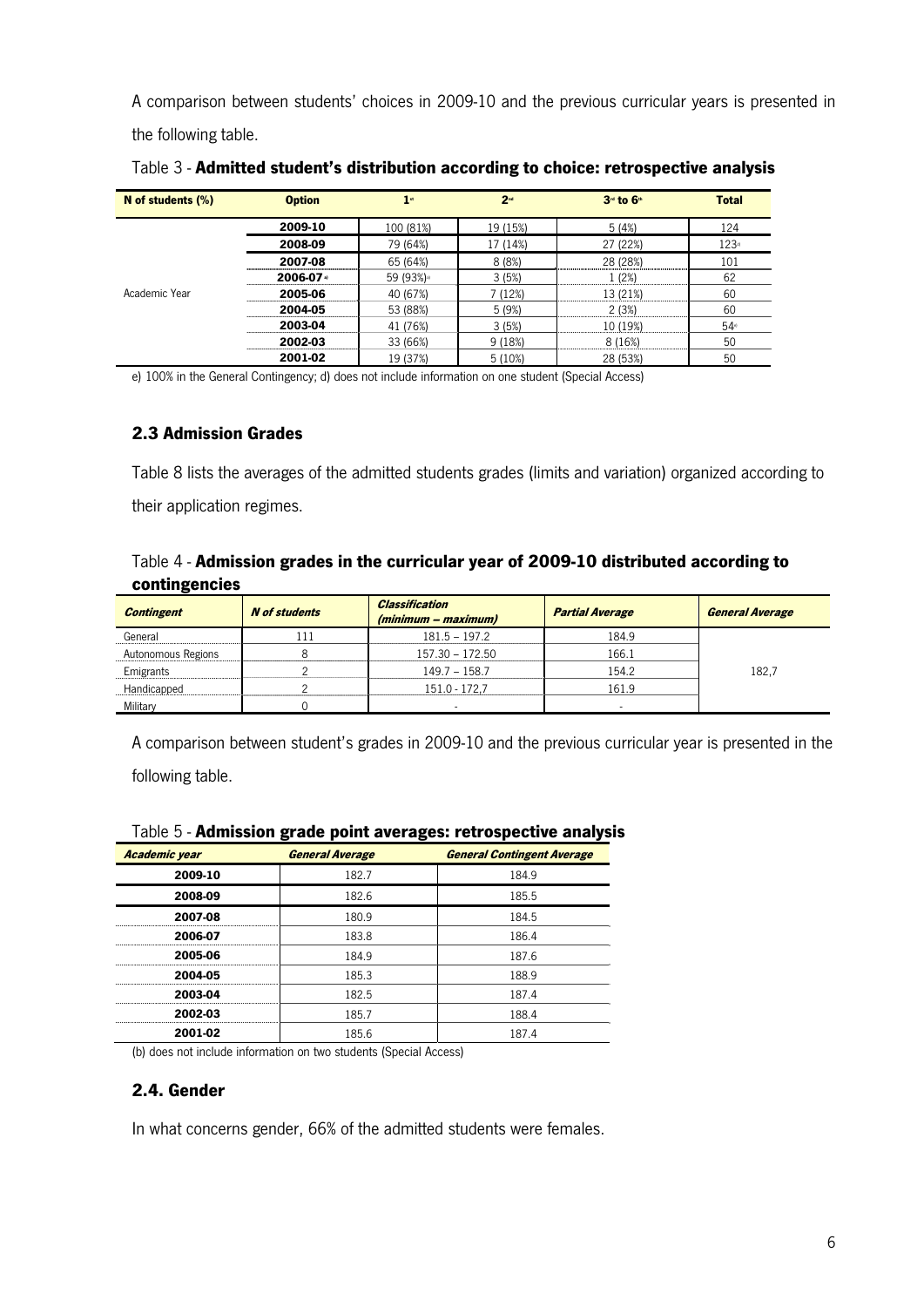A comparison between students' choices in 2009-10 and the previous curricular years is presented in the following table.

Table 3 - **Admitted student's distribution according to choice: retrospective analysis**

| N of students (%) | Option | 1st | 2nd | 3rd to 6th | Total |
|---|---|---|---|---|---|
| Academic Year | 2009-10 | 100 (81%) | 19 (15%) | 5 (4%) | 124 |
| | 2008-09 | 79 (64%) | 17 (14%) | 27 (22%) | 123[d] |
| | 2007-08 | 65 (64%) | 8 (8%) | 28 (28%) | 101 |
| | 2006-07[a] | 59 (93%)[e] | 3 (5%) | 1 (2%) | 62 |
| | 2005-06 | 40 (67%) | 7 (12%) | 13 (21%) | 60 |
| | 2004-05 | 53 (88%) | 5 (9%) | 2 (3%) | 60 |
| | 2003-04 | 41 (76%) | 3 (5%) | 10 (19%) | 54[c] |
| | 2002-03 | 33 (66%) | 9 (18%) | 8 (16%) | 50 |
| | 2001-02 | 19 (37%) | 5 (10%) | 28 (53%) | 50 |

e) 100% in the General Contingency; d) does not include information on one student (Special Access)

### 2.3 Admission Grades

Table 8 lists the averages of the admitted students grades (limits and variation) organized according to their application regimes.

Table 4 - **Admission grades in the curricular year of 2009-10 distributed according to contingencies**

| *Contingent* | *N of students* | *Classification (minimum – maximum)* | *Partial Average* | *General Average* |
|---|---|---|---|---|
| General | 111 | 181.5 – 197.2 | 184.9 | 182,7 |
| Autonomous Regions | 8 | 157.30 – 172.50 | 166.1 | |
| Emigrants | 2 | 149.7 – 158.7 | 154.2 | |
| Handicapped | 2 | 151.0 - 172,7 | 161.9 | |
| Military | 0 | - | - | |

A comparison between student's grades in 2009-10 and the previous curricular year is presented in the following table.

Table 5 - **Admission grade point averages: retrospective analysis**

| *Academic year* | *General Average* | *General Contingent Average* |
|---|---|---|
| 2009-10 | 182.7 | 184.9 |
| 2008-09 | 182.6 | 185.5 |
| 2007-08 | 180.9 | 184.5 |
| 2006-07 | 183.8 | 186.4 |
| 2005-06 | 184.9 | 187.6 |
| 2004-05 | 185.3 | 188.9 |
| 2003-04 | 182.5 | 187.4 |
| 2002-03 | 185.7 | 188.4 |
| 2001-02 | 185.6 | 187.4 |

(b) does not include information on two students (Special Access)

### 2.4. Gender

In what concerns gender, 66% of the admitted students were females.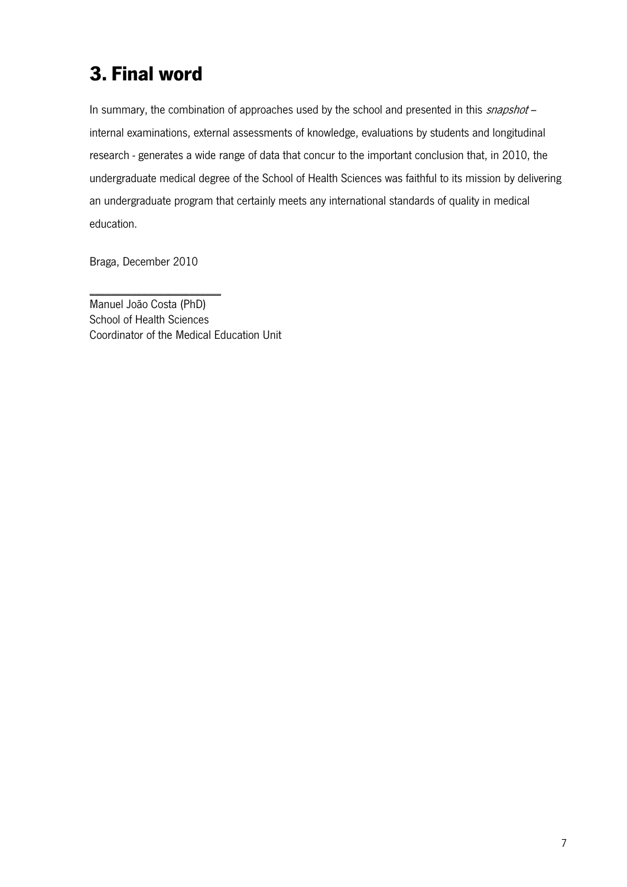# 3. Final word

In summary, the combination of approaches used by the school and presented in this *snapshot* – internal examinations, external assessments of knowledge, evaluations by students and longitudinal research - generates a wide range of data that concur to the important conclusion that, in 2010, the undergraduate medical degree of the School of Health Sciences was faithful to its mission by delivering an undergraduate program that certainly meets any international standards of quality in medical education.

Braga, December 2010

______________________

Manuel João Costa (PhD)
School of Health Sciences
Coordinator of the Medical Education Unit